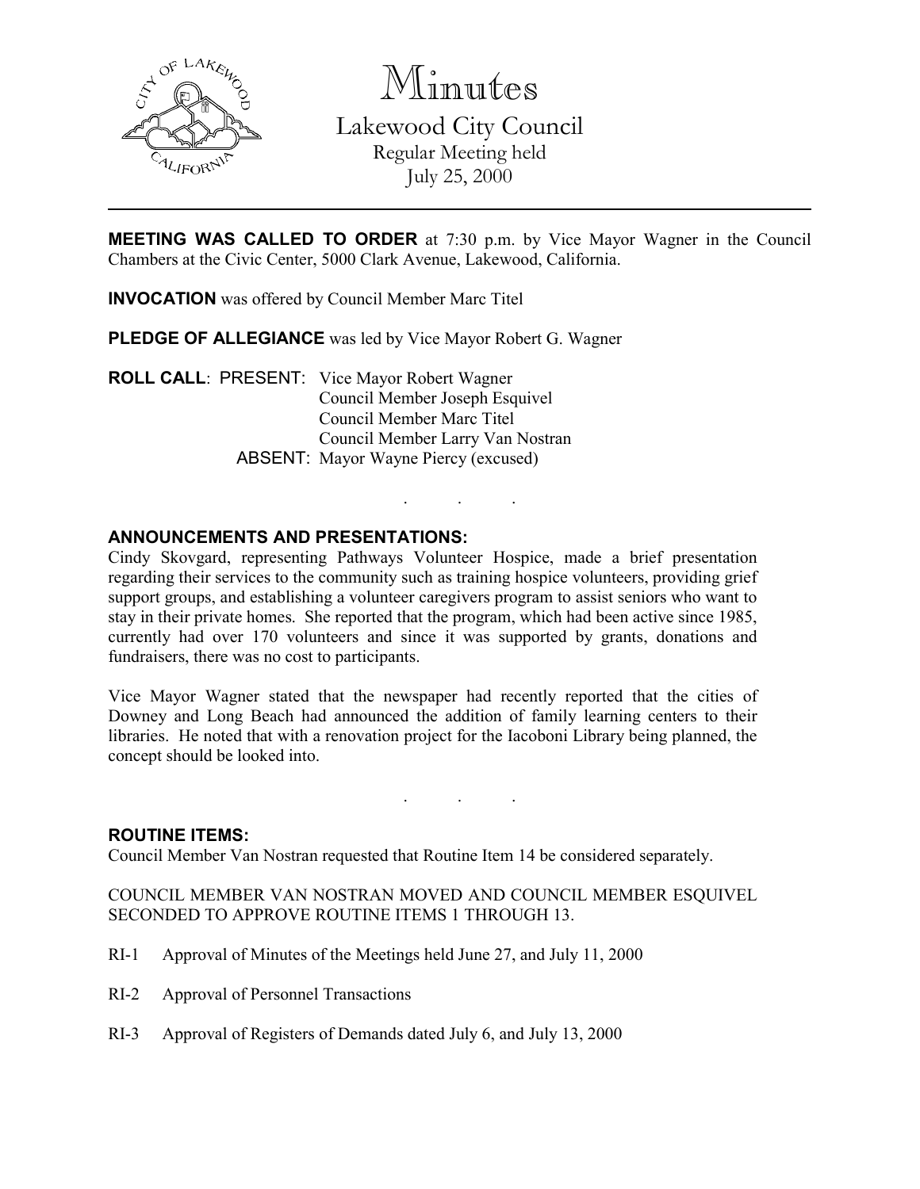# Minutes

## Lakewood City Council

Regular Meeting held
July 25, 2000

---

**MEETING WAS CALLED TO ORDER** at 7:30 p.m. by Vice Mayor Wagner in the Council Chambers at the Civic Center, 5000 Clark Avenue, Lakewood, California.

**INVOCATION** was offered by Council Member Marc Titel

**PLEDGE OF ALLEGIANCE** was led by Vice Mayor Robert G. Wagner

**ROLL CALL**: PRESENT: Vice Mayor Robert Wagner
Council Member Joseph Esquivel
Council Member Marc Titel
Council Member Larry Van Nostran
ABSENT: Mayor Wayne Piercy (excused)

. . .

**ANNOUNCEMENTS AND PRESENTATIONS:**

Cindy Skovgard, representing Pathways Volunteer Hospice, made a brief presentation regarding their services to the community such as training hospice volunteers, providing grief support groups, and establishing a volunteer caregivers program to assist seniors who want to stay in their private homes. She reported that the program, which had been active since 1985, currently had over 170 volunteers and since it was supported by grants, donations and fundraisers, there was no cost to participants.

Vice Mayor Wagner stated that the newspaper had recently reported that the cities of Downey and Long Beach had announced the addition of family learning centers to their libraries. He noted that with a renovation project for the Iacoboni Library being planned, the concept should be looked into.

. . .

**ROUTINE ITEMS:**

Council Member Van Nostran requested that Routine Item 14 be considered separately.

COUNCIL MEMBER VAN NOSTRAN MOVED AND COUNCIL MEMBER ESQUIVEL SECONDED TO APPROVE ROUTINE ITEMS 1 THROUGH 13.

RI-1 Approval of Minutes of the Meetings held June 27, and July 11, 2000

RI-2 Approval of Personnel Transactions

RI-3 Approval of Registers of Demands dated July 6, and July 13, 2000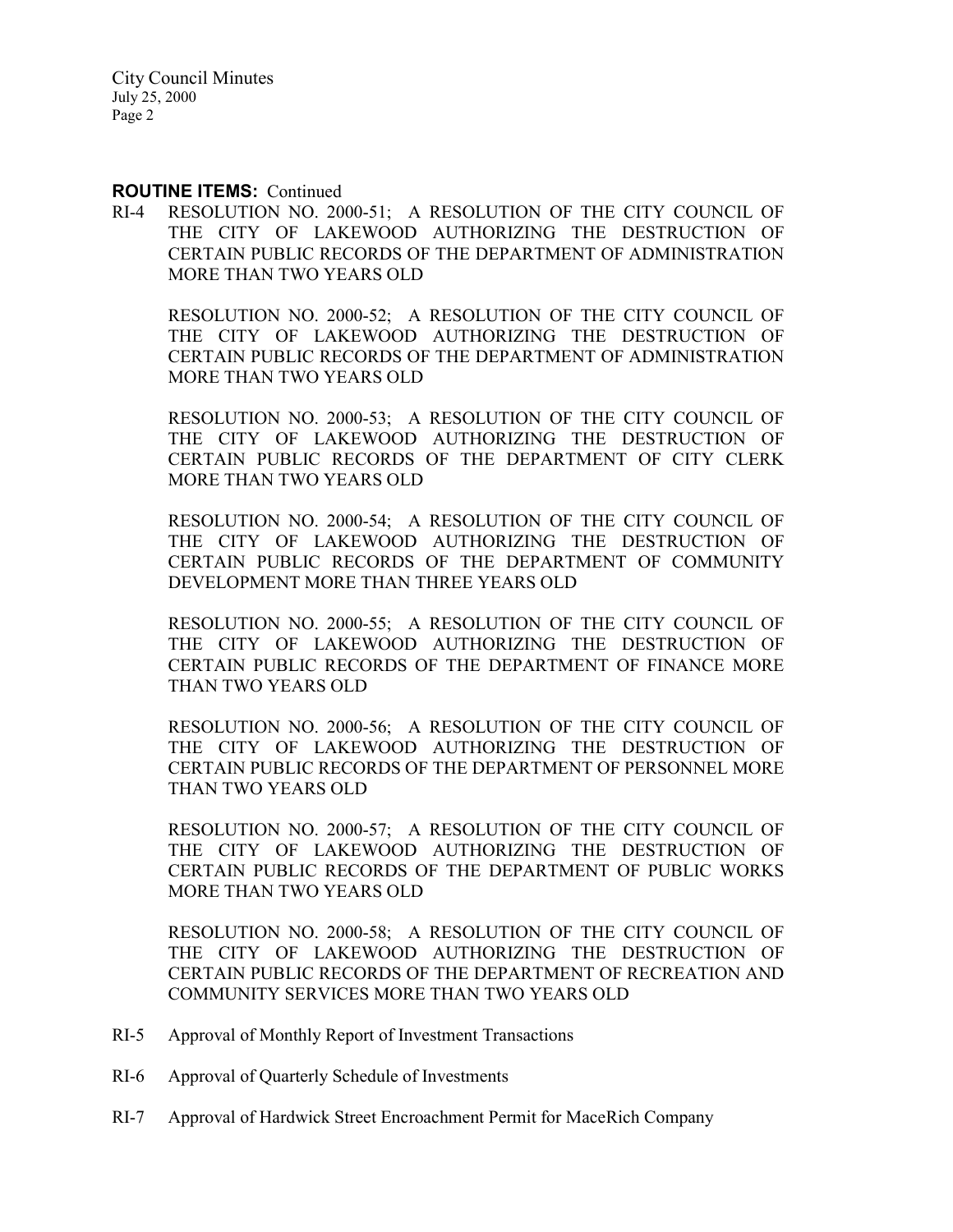**ROUTINE ITEMS:** Continued

RI-4 RESOLUTION NO. 2000-51; A RESOLUTION OF THE CITY COUNCIL OF THE CITY OF LAKEWOOD AUTHORIZING THE DESTRUCTION OF CERTAIN PUBLIC RECORDS OF THE DEPARTMENT OF ADMINISTRATION MORE THAN TWO YEARS OLD

RESOLUTION NO. 2000-52; A RESOLUTION OF THE CITY COUNCIL OF THE CITY OF LAKEWOOD AUTHORIZING THE DESTRUCTION OF CERTAIN PUBLIC RECORDS OF THE DEPARTMENT OF ADMINISTRATION MORE THAN TWO YEARS OLD

RESOLUTION NO. 2000-53; A RESOLUTION OF THE CITY COUNCIL OF THE CITY OF LAKEWOOD AUTHORIZING THE DESTRUCTION OF CERTAIN PUBLIC RECORDS OF THE DEPARTMENT OF CITY CLERK MORE THAN TWO YEARS OLD

RESOLUTION NO. 2000-54; A RESOLUTION OF THE CITY COUNCIL OF THE CITY OF LAKEWOOD AUTHORIZING THE DESTRUCTION OF CERTAIN PUBLIC RECORDS OF THE DEPARTMENT OF COMMUNITY DEVELOPMENT MORE THAN THREE YEARS OLD

RESOLUTION NO. 2000-55; A RESOLUTION OF THE CITY COUNCIL OF THE CITY OF LAKEWOOD AUTHORIZING THE DESTRUCTION OF CERTAIN PUBLIC RECORDS OF THE DEPARTMENT OF FINANCE MORE THAN TWO YEARS OLD

RESOLUTION NO. 2000-56; A RESOLUTION OF THE CITY COUNCIL OF THE CITY OF LAKEWOOD AUTHORIZING THE DESTRUCTION OF CERTAIN PUBLIC RECORDS OF THE DEPARTMENT OF PERSONNEL MORE THAN TWO YEARS OLD

RESOLUTION NO. 2000-57; A RESOLUTION OF THE CITY COUNCIL OF THE CITY OF LAKEWOOD AUTHORIZING THE DESTRUCTION OF CERTAIN PUBLIC RECORDS OF THE DEPARTMENT OF PUBLIC WORKS MORE THAN TWO YEARS OLD

RESOLUTION NO. 2000-58; A RESOLUTION OF THE CITY COUNCIL OF THE CITY OF LAKEWOOD AUTHORIZING THE DESTRUCTION OF CERTAIN PUBLIC RECORDS OF THE DEPARTMENT OF RECREATION AND COMMUNITY SERVICES MORE THAN TWO YEARS OLD

RI-5 Approval of Monthly Report of Investment Transactions

RI-6 Approval of Quarterly Schedule of Investments

RI-7 Approval of Hardwick Street Encroachment Permit for MaceRich Company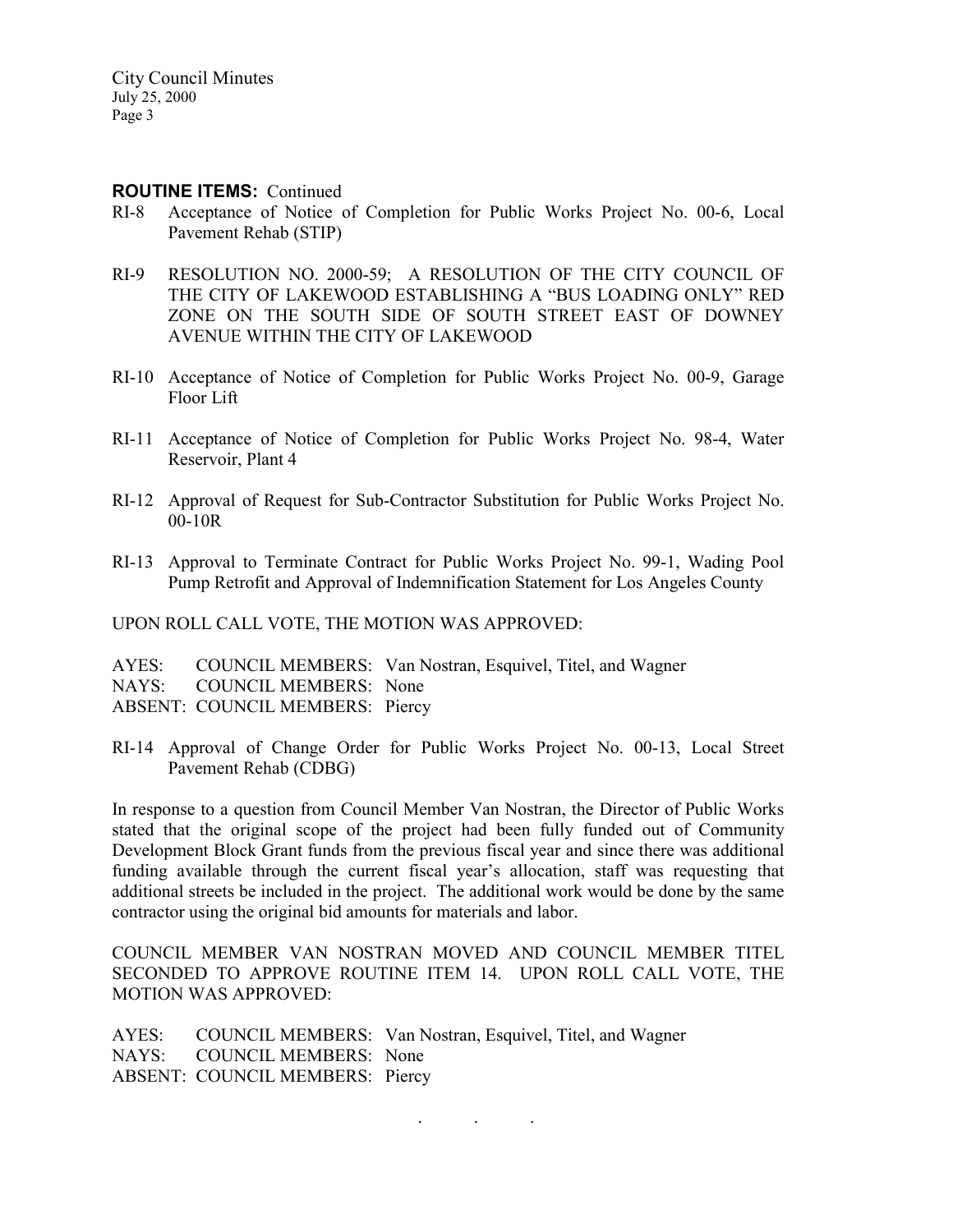**ROUTINE ITEMS:** Continued

RI-8 Acceptance of Notice of Completion for Public Works Project No. 00-6, Local Pavement Rehab (STIP)

RI-9 RESOLUTION NO. 2000-59; A RESOLUTION OF THE CITY COUNCIL OF THE CITY OF LAKEWOOD ESTABLISHING A "BUS LOADING ONLY" RED ZONE ON THE SOUTH SIDE OF SOUTH STREET EAST OF DOWNEY AVENUE WITHIN THE CITY OF LAKEWOOD

RI-10 Acceptance of Notice of Completion for Public Works Project No. 00-9, Garage Floor Lift

RI-11 Acceptance of Notice of Completion for Public Works Project No. 98-4, Water Reservoir, Plant 4

RI-12 Approval of Request for Sub-Contractor Substitution for Public Works Project No. 00-10R

RI-13 Approval to Terminate Contract for Public Works Project No. 99-1, Wading Pool Pump Retrofit and Approval of Indemnification Statement for Los Angeles County

UPON ROLL CALL VOTE, THE MOTION WAS APPROVED:

AYES: COUNCIL MEMBERS: Van Nostran, Esquivel, Titel, and Wagner
NAYS: COUNCIL MEMBERS: None
ABSENT: COUNCIL MEMBERS: Piercy

RI-14 Approval of Change Order for Public Works Project No. 00-13, Local Street Pavement Rehab (CDBG)

In response to a question from Council Member Van Nostran, the Director of Public Works stated that the original scope of the project had been fully funded out of Community Development Block Grant funds from the previous fiscal year and since there was additional funding available through the current fiscal year's allocation, staff was requesting that additional streets be included in the project. The additional work would be done by the same contractor using the original bid amounts for materials and labor.

COUNCIL MEMBER VAN NOSTRAN MOVED AND COUNCIL MEMBER TITEL SECONDED TO APPROVE ROUTINE ITEM 14. UPON ROLL CALL VOTE, THE MOTION WAS APPROVED:

AYES: COUNCIL MEMBERS: Van Nostran, Esquivel, Titel, and Wagner
NAYS: COUNCIL MEMBERS: None
ABSENT: COUNCIL MEMBERS: Piercy

. . .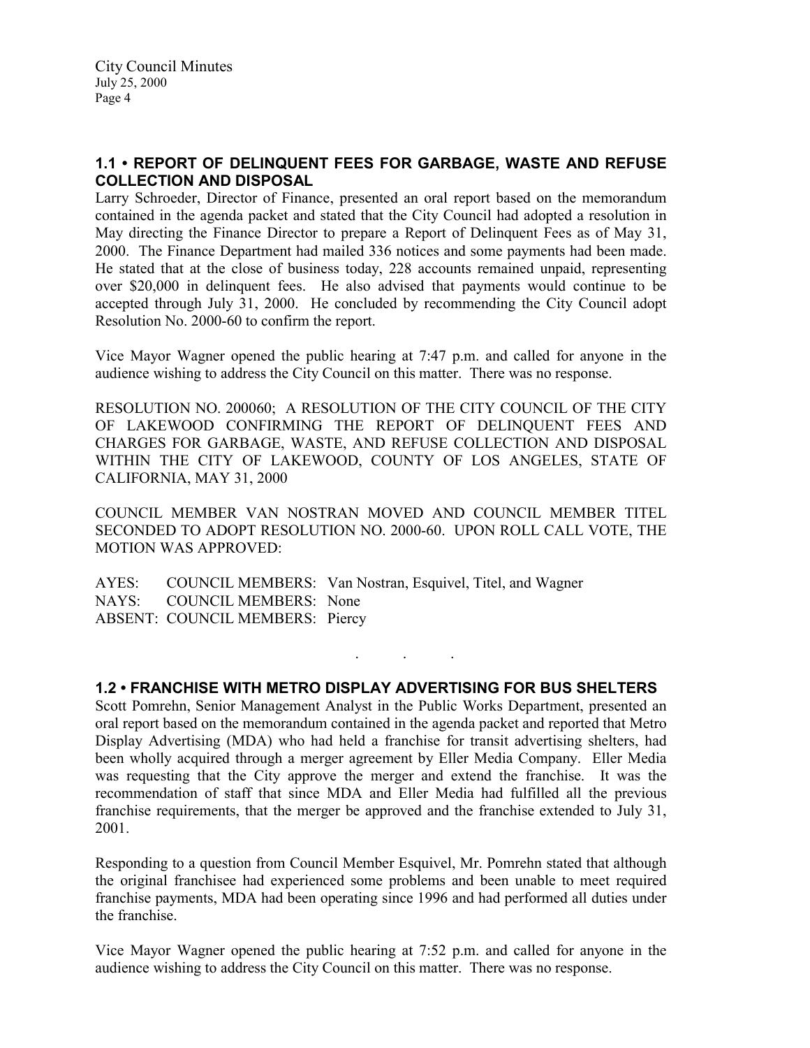## 1.1 • REPORT OF DELINQUENT FEES FOR GARBAGE, WASTE AND REFUSE COLLECTION AND DISPOSAL

Larry Schroeder, Director of Finance, presented an oral report based on the memorandum contained in the agenda packet and stated that the City Council had adopted a resolution in May directing the Finance Director to prepare a Report of Delinquent Fees as of May 31, 2000. The Finance Department had mailed 336 notices and some payments had been made. He stated that at the close of business today, 228 accounts remained unpaid, representing over $20,000 in delinquent fees. He also advised that payments would continue to be accepted through July 31, 2000. He concluded by recommending the City Council adopt Resolution No. 2000-60 to confirm the report.

Vice Mayor Wagner opened the public hearing at 7:47 p.m. and called for anyone in the audience wishing to address the City Council on this matter. There was no response.

RESOLUTION NO. 200060; A RESOLUTION OF THE CITY COUNCIL OF THE CITY OF LAKEWOOD CONFIRMING THE REPORT OF DELINQUENT FEES AND CHARGES FOR GARBAGE, WASTE, AND REFUSE COLLECTION AND DISPOSAL WITHIN THE CITY OF LAKEWOOD, COUNTY OF LOS ANGELES, STATE OF CALIFORNIA, MAY 31, 2000

COUNCIL MEMBER VAN NOSTRAN MOVED AND COUNCIL MEMBER TITEL SECONDED TO ADOPT RESOLUTION NO. 2000-60. UPON ROLL CALL VOTE, THE MOTION WAS APPROVED:

AYES: COUNCIL MEMBERS: Van Nostran, Esquivel, Titel, and Wagner
NAYS: COUNCIL MEMBERS: None
ABSENT: COUNCIL MEMBERS: Piercy

. . .

## 1.2 • FRANCHISE WITH METRO DISPLAY ADVERTISING FOR BUS SHELTERS

Scott Pomrehn, Senior Management Analyst in the Public Works Department, presented an oral report based on the memorandum contained in the agenda packet and reported that Metro Display Advertising (MDA) who had held a franchise for transit advertising shelters, had been wholly acquired through a merger agreement by Eller Media Company. Eller Media was requesting that the City approve the merger and extend the franchise. It was the recommendation of staff that since MDA and Eller Media had fulfilled all the previous franchise requirements, that the merger be approved and the franchise extended to July 31, 2001.

Responding to a question from Council Member Esquivel, Mr. Pomrehn stated that although the original franchisee had experienced some problems and been unable to meet required franchise payments, MDA had been operating since 1996 and had performed all duties under the franchise.

Vice Mayor Wagner opened the public hearing at 7:52 p.m. and called for anyone in the audience wishing to address the City Council on this matter. There was no response.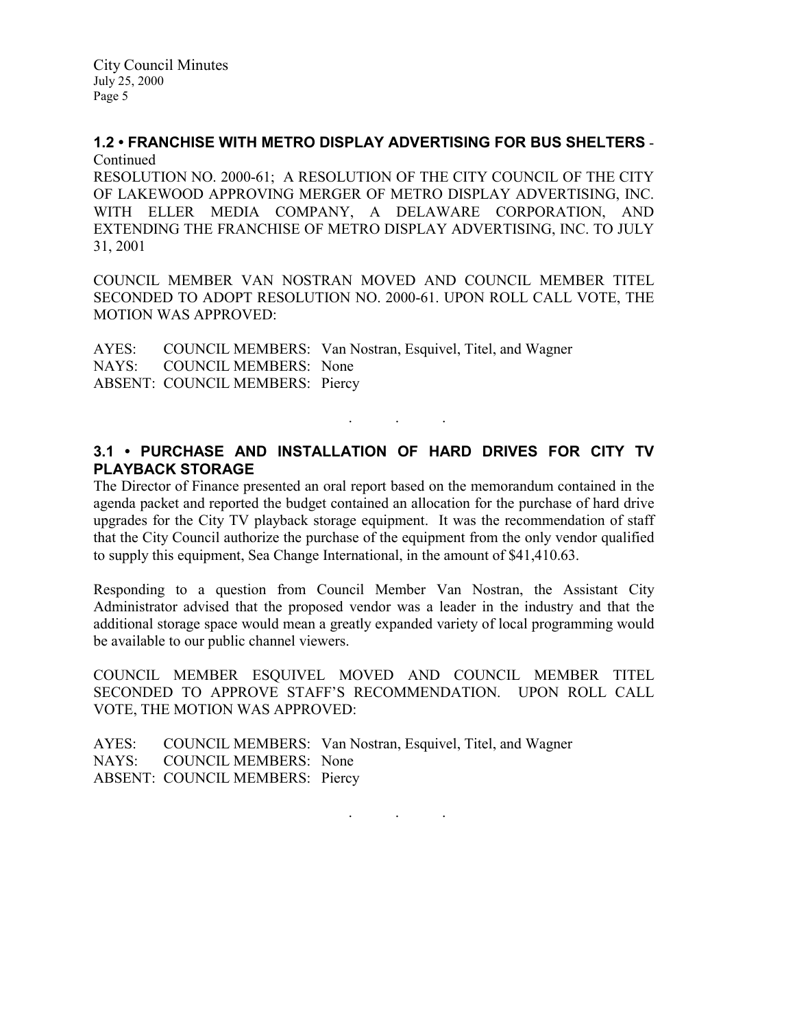### 1.2 • FRANCHISE WITH METRO DISPLAY ADVERTISING FOR BUS SHELTERS - Continued

RESOLUTION NO. 2000-61; A RESOLUTION OF THE CITY COUNCIL OF THE CITY OF LAKEWOOD APPROVING MERGER OF METRO DISPLAY ADVERTISING, INC. WITH ELLER MEDIA COMPANY, A DELAWARE CORPORATION, AND EXTENDING THE FRANCHISE OF METRO DISPLAY ADVERTISING, INC. TO JULY 31, 2001

COUNCIL MEMBER VAN NOSTRAN MOVED AND COUNCIL MEMBER TITEL SECONDED TO ADOPT RESOLUTION NO. 2000-61. UPON ROLL CALL VOTE, THE MOTION WAS APPROVED:

AYES: COUNCIL MEMBERS: Van Nostran, Esquivel, Titel, and Wagner
NAYS: COUNCIL MEMBERS: None
ABSENT: COUNCIL MEMBERS: Piercy

. . .

### 3.1 • PURCHASE AND INSTALLATION OF HARD DRIVES FOR CITY TV PLAYBACK STORAGE

The Director of Finance presented an oral report based on the memorandum contained in the agenda packet and reported the budget contained an allocation for the purchase of hard drive upgrades for the City TV playback storage equipment. It was the recommendation of staff that the City Council authorize the purchase of the equipment from the only vendor qualified to supply this equipment, Sea Change International, in the amount of $41,410.63.

Responding to a question from Council Member Van Nostran, the Assistant City Administrator advised that the proposed vendor was a leader in the industry and that the additional storage space would mean a greatly expanded variety of local programming would be available to our public channel viewers.

COUNCIL MEMBER ESQUIVEL MOVED AND COUNCIL MEMBER TITEL SECONDED TO APPROVE STAFF'S RECOMMENDATION. UPON ROLL CALL VOTE, THE MOTION WAS APPROVED:

AYES: COUNCIL MEMBERS: Van Nostran, Esquivel, Titel, and Wagner
NAYS: COUNCIL MEMBERS: None
ABSENT: COUNCIL MEMBERS: Piercy

. . .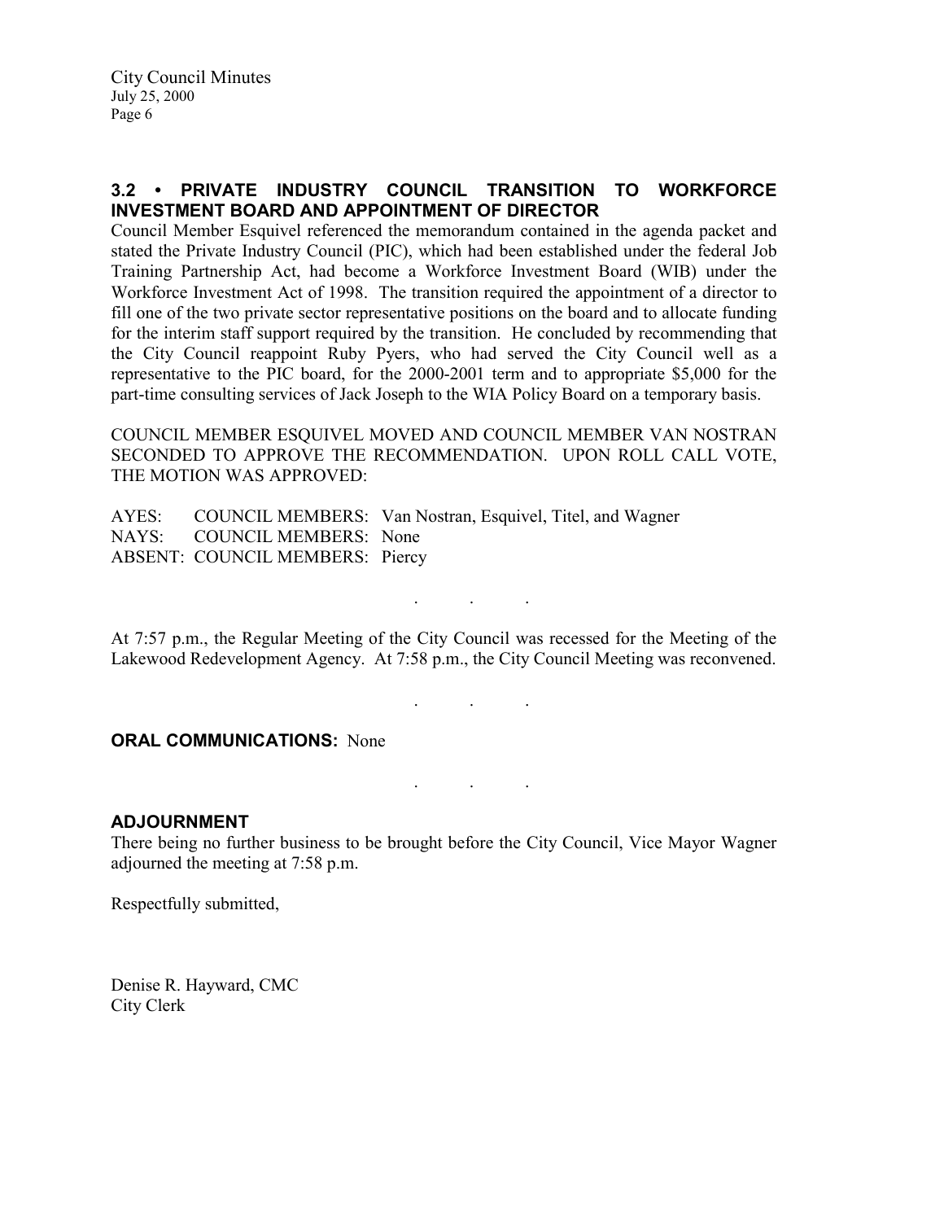### 3.2 • PRIVATE INDUSTRY COUNCIL TRANSITION TO WORKFORCE INVESTMENT BOARD AND APPOINTMENT OF DIRECTOR

Council Member Esquivel referenced the memorandum contained in the agenda packet and stated the Private Industry Council (PIC), which had been established under the federal Job Training Partnership Act, had become a Workforce Investment Board (WIB) under the Workforce Investment Act of 1998. The transition required the appointment of a director to fill one of the two private sector representative positions on the board and to allocate funding for the interim staff support required by the transition. He concluded by recommending that the City Council reappoint Ruby Pyers, who had served the City Council well as a representative to the PIC board, for the 2000-2001 term and to appropriate $5,000 for the part-time consulting services of Jack Joseph to the WIA Policy Board on a temporary basis.

COUNCIL MEMBER ESQUIVEL MOVED AND COUNCIL MEMBER VAN NOSTRAN SECONDED TO APPROVE THE RECOMMENDATION. UPON ROLL CALL VOTE, THE MOTION WAS APPROVED:

AYES: COUNCIL MEMBERS: Van Nostran, Esquivel, Titel, and Wagner
NAYS: COUNCIL MEMBERS: None
ABSENT: COUNCIL MEMBERS: Piercy

. . .

At 7:57 p.m., the Regular Meeting of the City Council was recessed for the Meeting of the Lakewood Redevelopment Agency. At 7:58 p.m., the City Council Meeting was reconvened.

. . .

**ORAL COMMUNICATIONS:** None

. . .

### ADJOURNMENT

There being no further business to be brought before the City Council, Vice Mayor Wagner adjourned the meeting at 7:58 p.m.

Respectfully submitted,

Denise R. Hayward, CMC
City Clerk